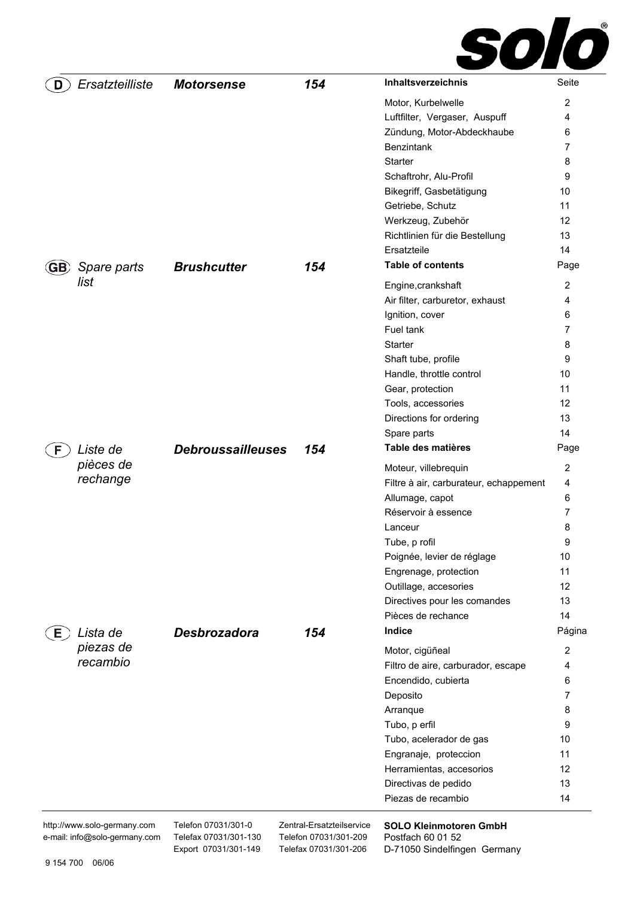solo®

## (D) Ersatzteilliste — *Motorsense* — *154*

| Inhaltsverzeichnis | Seite |
|---|---|
| Motor, Kurbelwelle | 2 |
| Luftfilter, Vergaser, Auspuff | 4 |
| Zündung, Motor-Abdeckhaube | 6 |
| Benzintank | 7 |
| Starter | 8 |
| Schaftrohr, Alu-Profil | 9 |
| Bikegriff, Gasbetätigung | 10 |
| Getriebe, Schutz | 11 |
| Werkzeug, Zubehör | 12 |
| Richtlinien für die Bestellung | 13 |
| Ersatzteile | 14 |

## (GB) Spare parts list — *Brushcutter* — *154*

| Table of contents | Page |
|---|---|
| Engine,crankshaft | 2 |
| Air filter, carburetor, exhaust | 4 |
| Ignition, cover | 6 |
| Fuel tank | 7 |
| Starter | 8 |
| Shaft tube, profile | 9 |
| Handle, throttle control | 10 |
| Gear, protection | 11 |
| Tools, accessories | 12 |
| Directions for ordering | 13 |
| Spare parts | 14 |

## (F) Liste de pièces de rechange — *Debroussailleuses* — *154*

| Table des matières | Page |
|---|---|
| Moteur, villebrequin | 2 |
| Filtre à air, carburateur, echappement | 4 |
| Allumage, capot | 6 |
| Réservoir à essence | 7 |
| Lanceur | 8 |
| Tube, p rofil | 9 |
| Poignée, levier de réglage | 10 |
| Engrenage, protection | 11 |
| Outillage, accesories | 12 |
| Directives pour les comandes | 13 |
| Pièces de rechance | 14 |

## (E) Lista de piezas de recambio — *Desbrozadora* — *154*

| Indice | Página |
|---|---|
| Motor, cigüñeal | 2 |
| Filtro de aire, carburador, escape | 4 |
| Encendido, cubierta | 6 |
| Deposito | 7 |
| Arranque | 8 |
| Tubo, p erfil | 9 |
| Tubo, acelerador de gas | 10 |
| Engranaje, proteccion | 11 |
| Herramientas, accesorios | 12 |
| Directivas de pedido | 13 |
| Piezas de recambio | 14 |

http://www.solo-germany.com
e-mail: info@solo-germany.com

Telefon 07031/301-0
Telefax 07031/301-130
Export 07031/301-149

Zentral-Ersatzteilservice
Telefon 07031/301-209
Telefax 07031/301-206

**SOLO Kleinmotoren GmbH**
Postfach 60 01 52
D-71050 Sindelfingen Germany

9 154 700 06/06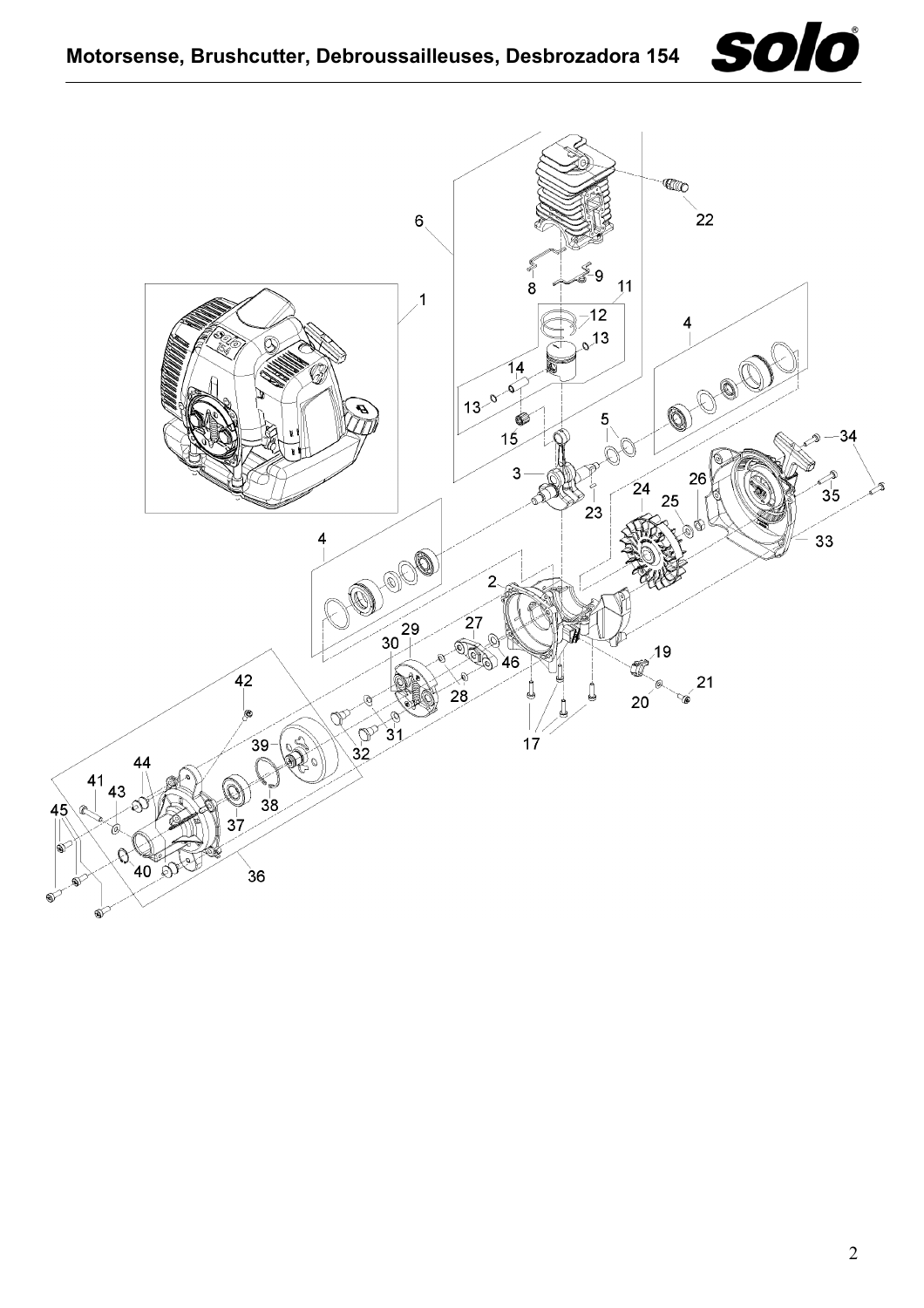# Motorsense, Brushcutter, Debroussailleuses, Desbrozadora 154

1 2 3 4 5 6 8 9 11 12 13 14 15 17 19 20 21 22 23 24 25 26 27 28 29 30 31 32 33 34 35 36 37 38 39 40 41 42 43 44 45 46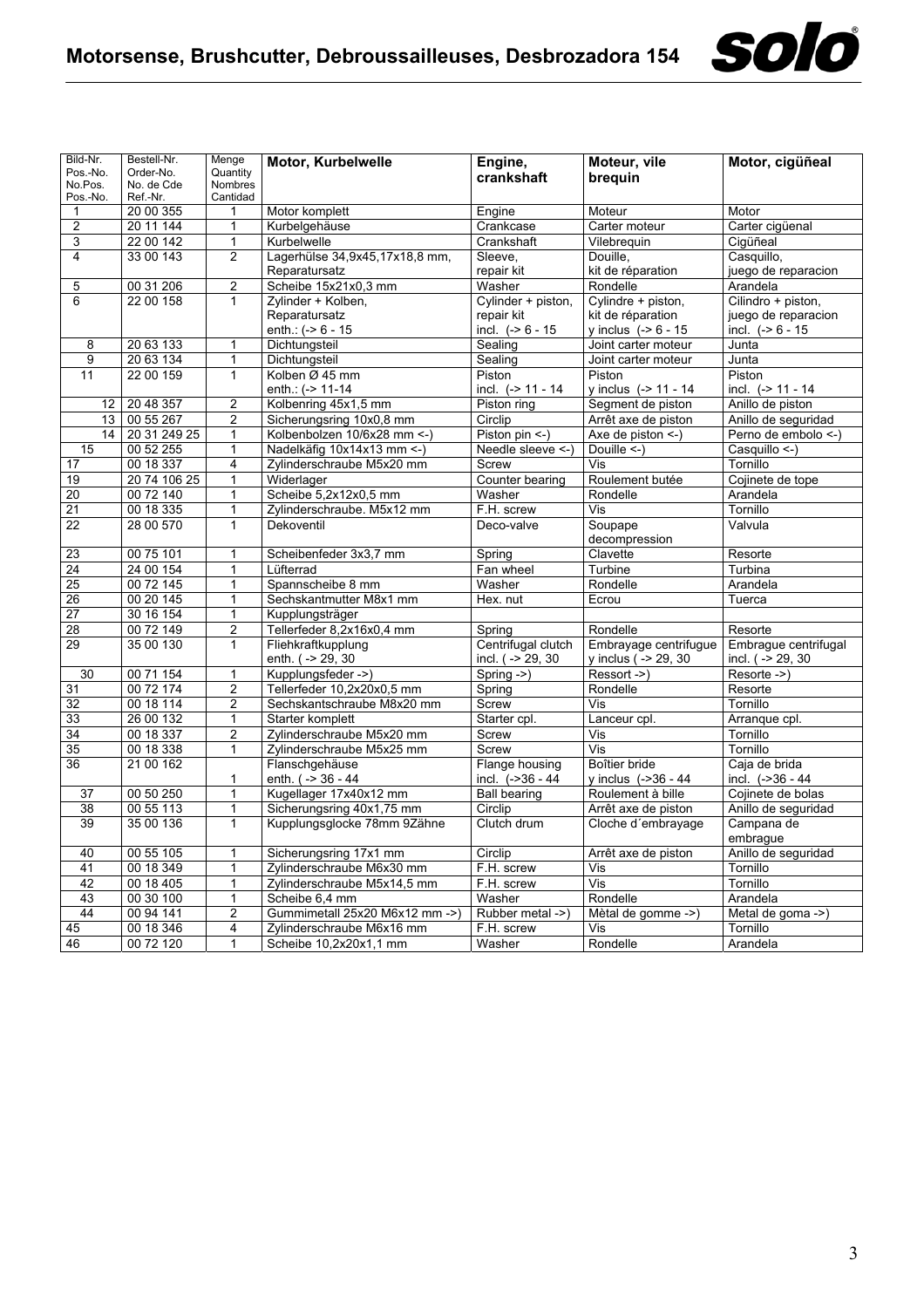// Motorsense, Brushcutter, Debroussailleuses, Desbrozadora 154

| Bild-Nr. Pos.-No. No.Pos. Pos.-No. | Bestell-Nr. Order-No. No. de Cde Ref.-Nr. | Menge Quantity Nombres Cantidad | **Motor, Kurbelwelle** | **Engine, crankshaft** | **Moteur, vile brequin** | **Motor, cigüñeal** |
|---|---|---|---|---|---|---|
| 1 | 20 00 355 | 1 | Motor komplett | Engine | Moteur | Motor |
| 2 | 20 11 144 | 1 | Kurbelgehäuse | Crankcase | Carter moteur | Carter cigüenal |
| 3 | 22 00 142 | 1 | Kurbelwelle | Crankshaft | Vilebrequin | Cigüñeal |
| 4 | 33 00 143 | 2 | Lagerhülse 34,9x45,17x18,8 mm, Reparatursatz | Sleeve, repair kit | Douille, kit de réparation | Casquillo, juego de reparacion |
| 5 | 00 31 206 | 2 | Scheibe 15x21x0,3 mm | Washer | Rondelle | Arandela |
| 6 | 22 00 158 | 1 | Zylinder + Kolben, Reparatursatz enth.: (-> 6 - 15 | Cylinder + piston, repair kit incl. (-> 6 - 15 | Cylindre + piston, kit de réparation y inclus (-> 6 - 15 | Cilindro + piston, juego de reparacion incl. (-> 6 - 15 |
| 8 | 20 63 133 | 1 | Dichtungsteil | Sealing | Joint carter moteur | Junta |
| 9 | 20 63 134 | 1 | Dichtungsteil | Sealing | Joint carter moteur | Junta |
| 11 | 22 00 159 | 1 | Kolben Ø 45 mm enth.: (-> 11-14 | Piston incl. (-> 11 - 14 | Piston y inclus (-> 11 - 14 | Piston incl. (-> 11 - 14 |
| 12 | 20 48 357 | 2 | Kolbenring 45x1,5 mm | Piston ring | Segment de piston | Anillo de piston |
| 13 | 00 55 267 | 2 | Sicherungsring 10x0,8 mm | Circlip | Arrêt axe de piston | Anillo de seguridad |
| 14 | 20 31 249 25 | 1 | Kolbenbolzen 10/6x28 mm <-) | Piston pin <-) | Axe de piston <-) | Perno de embolo <-) |
| 15 | 00 52 255 | 1 | Nadelkäfig 10x14x13 mm <-) | Needle sleeve <-) | Douille <-) | Casquillo <-) |
| 17 | 00 18 337 | 4 | Zylinderschraube M5x20 mm | Screw | Vis | Tornillo |
| 19 | 20 74 106 25 | 1 | Widerlager | Counter bearing | Roulement butée | Cojinete de tope |
| 20 | 00 72 140 | 1 | Scheibe 5,2x12x0,5 mm | Washer | Rondelle | Arandela |
| 21 | 00 18 335 | 1 | Zylinderschraube. M5x12 mm | F.H. screw | Vis | Tornillo |
| 22 | 28 00 570 | 1 | Dekoventil | Deco-valve | Soupape decompression | Valvula |
| 23 | 00 75 101 | 1 | Scheibenfeder 3x3,7 mm | Spring | Clavette | Resorte |
| 24 | 24 00 154 | 1 | Lüfterrad | Fan wheel | Turbine | Turbina |
| 25 | 00 72 145 | 1 | Spannscheibe 8 mm | Washer | Rondelle | Arandela |
| 26 | 00 20 145 | 1 | Sechskantmutter M8x1 mm | Hex. nut | Ecrou | Tuerca |
| 27 | 30 16 154 | 1 | Kupplungsträger | | | |
| 28 | 00 72 149 | 2 | Tellerfeder 8,2x16x0,4 mm | Spring | Rondelle | Resorte |
| 29 | 35 00 130 | 1 | Fliehkraftkupplung enth. ( -> 29, 30 | Centrifugal clutch incl. ( -> 29, 30 | Embrayage centrifugue y inclus ( -> 29, 30 | Embrague centrifugal incl. ( -> 29, 30 |
| 30 | 00 71 154 | 1 | Kupplungsfeder ->) | Spring ->) | Ressort ->) | Resorte ->) |
| 31 | 00 72 174 | 2 | Tellerfeder 10,2x20x0,5 mm | Spring | Rondelle | Resorte |
| 32 | 00 18 114 | 2 | Sechskantschraube M8x20 mm | Screw | Vis | Tornillo |
| 33 | 26 00 132 | 1 | Starter komplett | Starter cpl. | Lanceur cpl. | Arranque cpl. |
| 34 | 00 18 337 | 2 | Zylinderschraube M5x20 mm | Screw | Vis | Tornillo |
| 35 | 00 18 338 | 1 | Zylinderschraube M5x25 mm | Screw | Vis | Tornillo |
| 36 | 21 00 162 | 1 | Flanschgehäuse enth. ( -> 36 - 44 | Flange housing incl. (->36 - 44 | Boîtier bride y inclus (->36 - 44 | Caja de brida incl. (->36 - 44 |
| 37 | 00 50 250 | 1 | Kugellager 17x40x12 mm | Ball bearing | Roulement à bille | Cojinete de bolas |
| 38 | 00 55 113 | 1 | Sicherungsring 40x1,75 mm | Circlip | Arrêt axe de piston | Anillo de seguridad |
| 39 | 35 00 136 | 1 | Kupplungsglocke 78mm 9Zähne | Clutch drum | Cloche d´embrayage | Campana de embrague |
| 40 | 00 55 105 | 1 | Sicherungsring 17x1 mm | Circlip | Arrêt axe de piston | Anillo de seguridad |
| 41 | 00 18 349 | 1 | Zylinderschraube M6x30 mm | F.H. screw | Vis | Tornillo |
| 42 | 00 18 405 | 1 | Zylinderschraube M5x14,5 mm | F.H. screw | Vis | Tornillo |
| 43 | 00 30 100 | 1 | Scheibe 6,4 mm | Washer | Rondelle | Arandela |
| 44 | 00 94 141 | 2 | Gummimetall 25x20 M6x12 mm ->) | Rubber metal ->) | Mètal de gomme ->) | Metal de goma ->) |
| 45 | 00 18 346 | 4 | Zylinderschraube M6x16 mm | F.H. screw | Vis | Tornillo |
| 46 | 00 72 120 | 1 | Scheibe 10,2x20x1,1 mm | Washer | Rondelle | Arandela |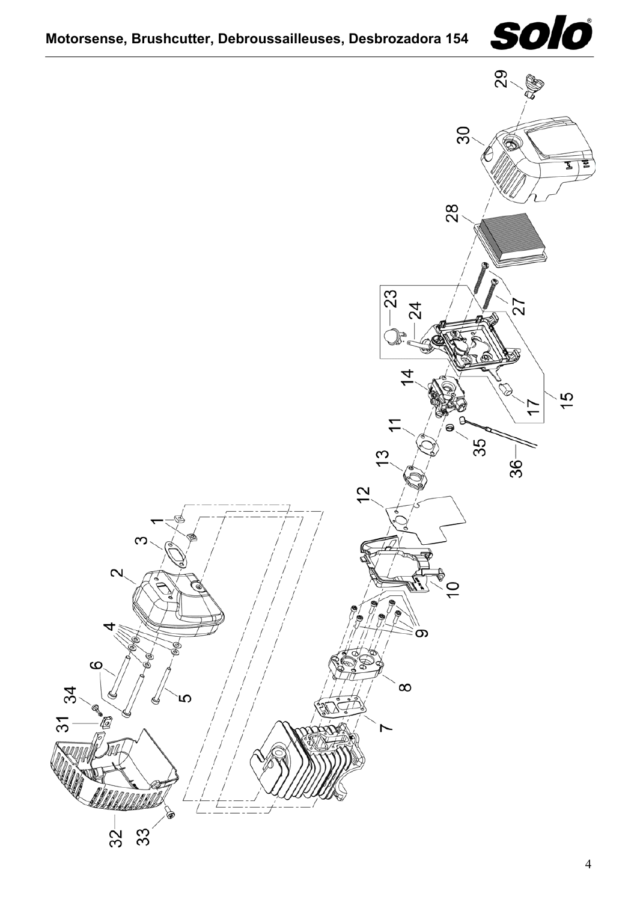# Motorsense, Brushcutter, Debroussailleuses, Desbrozadora 154

1 2 3 4 5 6 7 8 9 10 11 12 13 14 15 17 23 24 27 28 29 30 31 32 33 34 35 36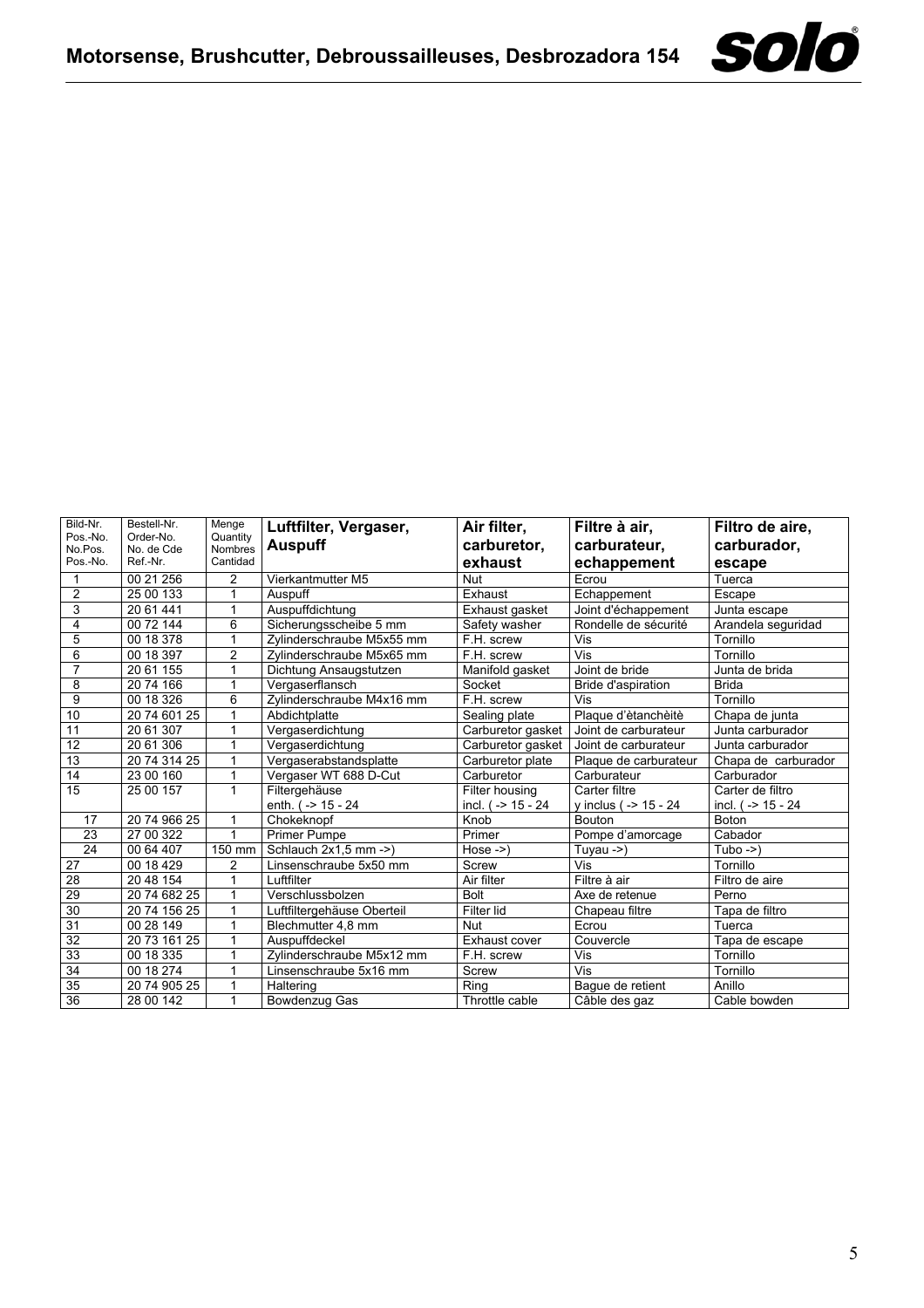| Bild-Nr.<br>Pos.-No.<br>No.Pos.<br>Pos.-No. | Bestell-Nr.<br>Order-No.<br>No. de Cde<br>Ref.-Nr. | Menge<br>Quantity<br>Nombres<br>Cantidad | **Luftfilter, Vergaser, Auspuff** | **Air filter, carburetor, exhaust** | **Filtre à air, carburateur, echappement** | **Filtro de aire, carburador, escape** |
|---|---|---|---|---|---|---|
| 1 | 00 21 256 | 2 | Vierkantmutter M5 | Nut | Ecrou | Tuerca |
| 2 | 25 00 133 | 1 | Auspuff | Exhaust | Echappement | Escape |
| 3 | 20 61 441 | 1 | Auspuffdichtung | Exhaust gasket | Joint d'échappement | Junta escape |
| 4 | 00 72 144 | 6 | Sicherungsscheibe 5 mm | Safety washer | Rondelle de sécurité | Arandela seguridad |
| 5 | 00 18 378 | 1 | Zylinderschraube M5x55 mm | F.H. screw | Vis | Tornillo |
| 6 | 00 18 397 | 2 | Zylinderschraube M5x65 mm | F.H. screw | Vis | Tornillo |
| 7 | 20 61 155 | 1 | Dichtung Ansaugstutzen | Manifold gasket | Joint de bride | Junta de brida |
| 8 | 20 74 166 | 1 | Vergaserflansch | Socket | Bride d'aspiration | Brida |
| 9 | 00 18 326 | 6 | Zylinderschraube M4x16 mm | F.H. screw | Vis | Tornillo |
| 10 | 20 74 601 25 | 1 | Abdichtplatte | Sealing plate | Plaque d'ètanchèitè | Chapa de junta |
| 11 | 20 61 307 | 1 | Vergaserdichtung | Carburetor gasket | Joint de carburateur | Junta carburador |
| 12 | 20 61 306 | 1 | Vergaserdichtung | Carburetor gasket | Joint de carburateur | Junta carburador |
| 13 | 20 74 314 25 | 1 | Vergaserabstandsplatte | Carburetor plate | Plaque de carburateur | Chapa de carburador |
| 14 | 23 00 160 | 1 | Vergaser WT 688 D-Cut | Carburetor | Carburateur | Carburador |
| 15 | 25 00 157 | 1 | Filtergehäuse<br>enth. ( -> 15 - 24 | Filter housing<br>incl. ( -> 15 - 24 | Carter filtre<br>y inclus ( -> 15 - 24 | Carter de filtro<br>incl. ( -> 15 - 24 |
| 17 | 20 74 966 25 | 1 | Chokeknopf | Knob | Bouton | Boton |
| 23 | 27 00 322 | 1 | Primer Pumpe | Primer | Pompe d'amorcage | Cabador |
| 24 | 00 64 407 | 150 mm | Schlauch 2x1,5 mm ->) | Hose ->) | Tuyau ->) | Tubo ->) |
| 27 | 00 18 429 | 2 | Linsenschraube 5x50 mm | Screw | Vis | Tornillo |
| 28 | 20 48 154 | 1 | Luftfilter | Air filter | Filtre à air | Filtro de aire |
| 29 | 20 74 682 25 | 1 | Verschlussbolzen | Bolt | Axe de retenue | Perno |
| 30 | 20 74 156 25 | 1 | Luftfiltergehäuse Oberteil | Filter lid | Chapeau filtre | Tapa de filtro |
| 31 | 00 28 149 | 1 | Blechmutter 4,8 mm | Nut | Ecrou | Tuerca |
| 32 | 20 73 161 25 | 1 | Auspuffdeckel | Exhaust cover | Couvercle | Tapa de escape |
| 33 | 00 18 335 | 1 | Zylinderschraube M5x12 mm | F.H. screw | Vis | Tornillo |
| 34 | 00 18 274 | 1 | Linsenschraube 5x16 mm | Screw | Vis | Tornillo |
| 35 | 20 74 905 25 | 1 | Haltering | Ring | Bague de retient | Anillo |
| 36 | 28 00 142 | 1 | Bowdenzug Gas | Throttle cable | Câble des gaz | Cable bowden |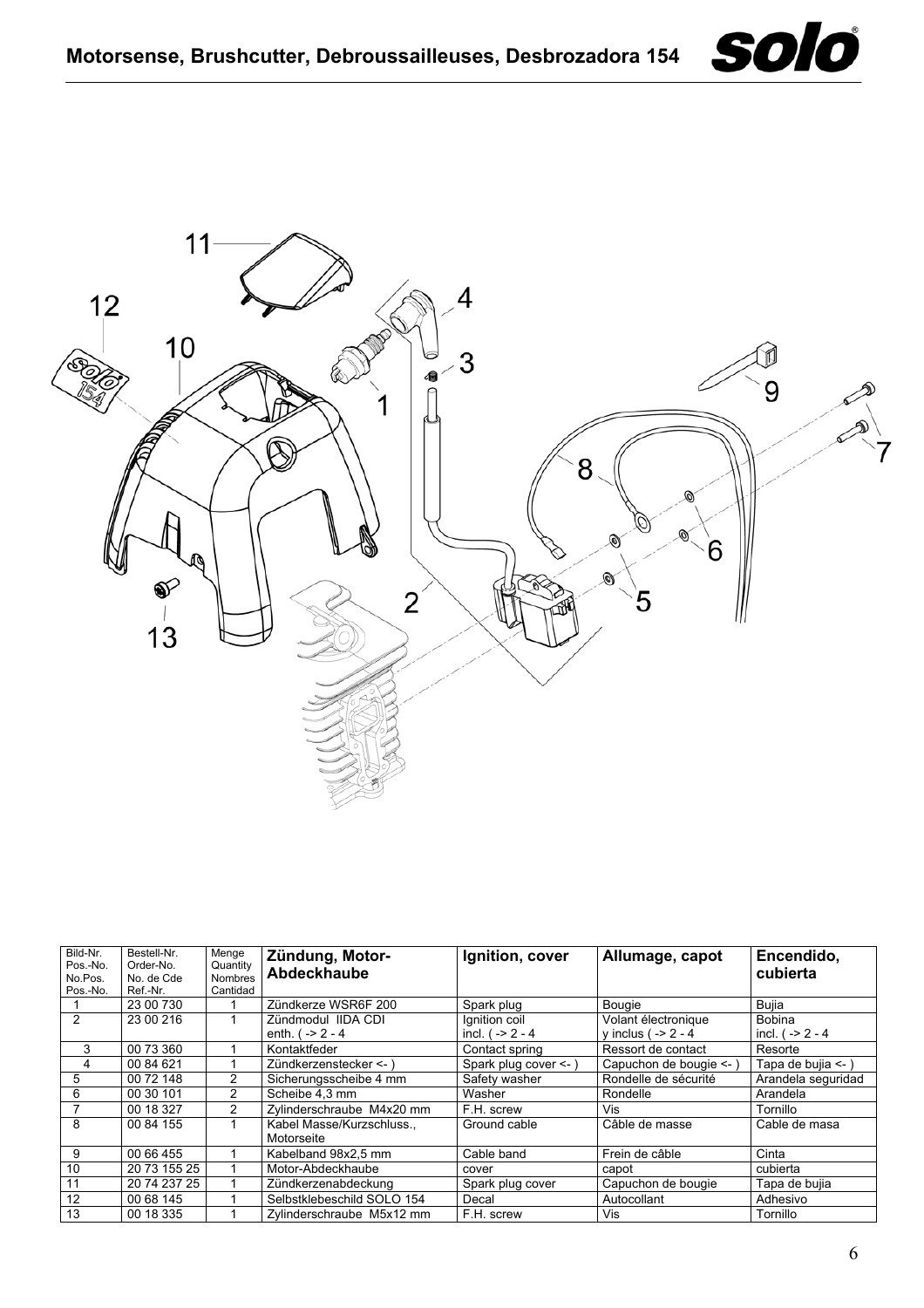| Bild-Nr.<br>Pos.-No.<br>No.Pos.<br>Pos.-No. | Bestell-Nr.<br>Order-No.<br>No. de Cde<br>Ref.-Nr. | Menge<br>Quantity<br>Nombres<br>Cantidad | **Zündung, Motor-Abdeckhaube** | **Ignition, cover** | **Allumage, capot** | **Encendido, cubierta** |
|---|---|---|---|---|---|---|
| 1 | 23 00 730 | 1 | Zündkerze WSR6F 200 | Spark plug | Bougie | Bujia |
| 2 | 23 00 216 | 1 | Zündmodul IIDA CDI<br>enth. ( -> 2 - 4 | Ignition coil<br>incl. ( -> 2 - 4 | Volant électronique<br>y inclus ( -> 2 - 4 | Bobina<br>incl. ( -> 2 - 4 |
| 3 | 00 73 360 | 1 | Kontaktfeder | Contact spring | Ressort de contact | Resorte |
| 4 | 00 84 621 | 1 | Zündkerzenstecker <- ) | Spark plug cover <- ) | Capuchon de bougie <- ) | Tapa de bujia <- ) |
| 5 | 00 72 148 | 2 | Sicherungsscheibe 4 mm | Safety washer | Rondelle de sécurité | Arandela seguridad |
| 6 | 00 30 101 | 2 | Scheibe 4,3 mm | Washer | Rondelle | Arandela |
| 7 | 00 18 327 | 2 | Zylinderschraube M4x20 mm | F.H. screw | Vis | Tornillo |
| 8 | 00 84 155 | 1 | Kabel Masse/Kurzschluss., Motorseite | Ground cable | Câble de masse | Cable de masa |
| 9 | 00 66 455 | 1 | Kabelband 98x2,5 mm | Cable band | Frein de câble | Cinta |
| 10 | 20 73 155 25 | 1 | Motor-Abdeckhaube | cover | capot | cubierta |
| 11 | 20 74 237 25 | 1 | Zündkerzenabdeckung | Spark plug cover | Capuchon de bougie | Tapa de bujia |
| 12 | 00 68 145 | 1 | Selbstklebeschild SOLO 154 | Decal | Autocollant | Adhesivo |
| 13 | 00 18 335 | 1 | Zylinderschraube M5x12 mm | F.H. screw | Vis | Tornillo |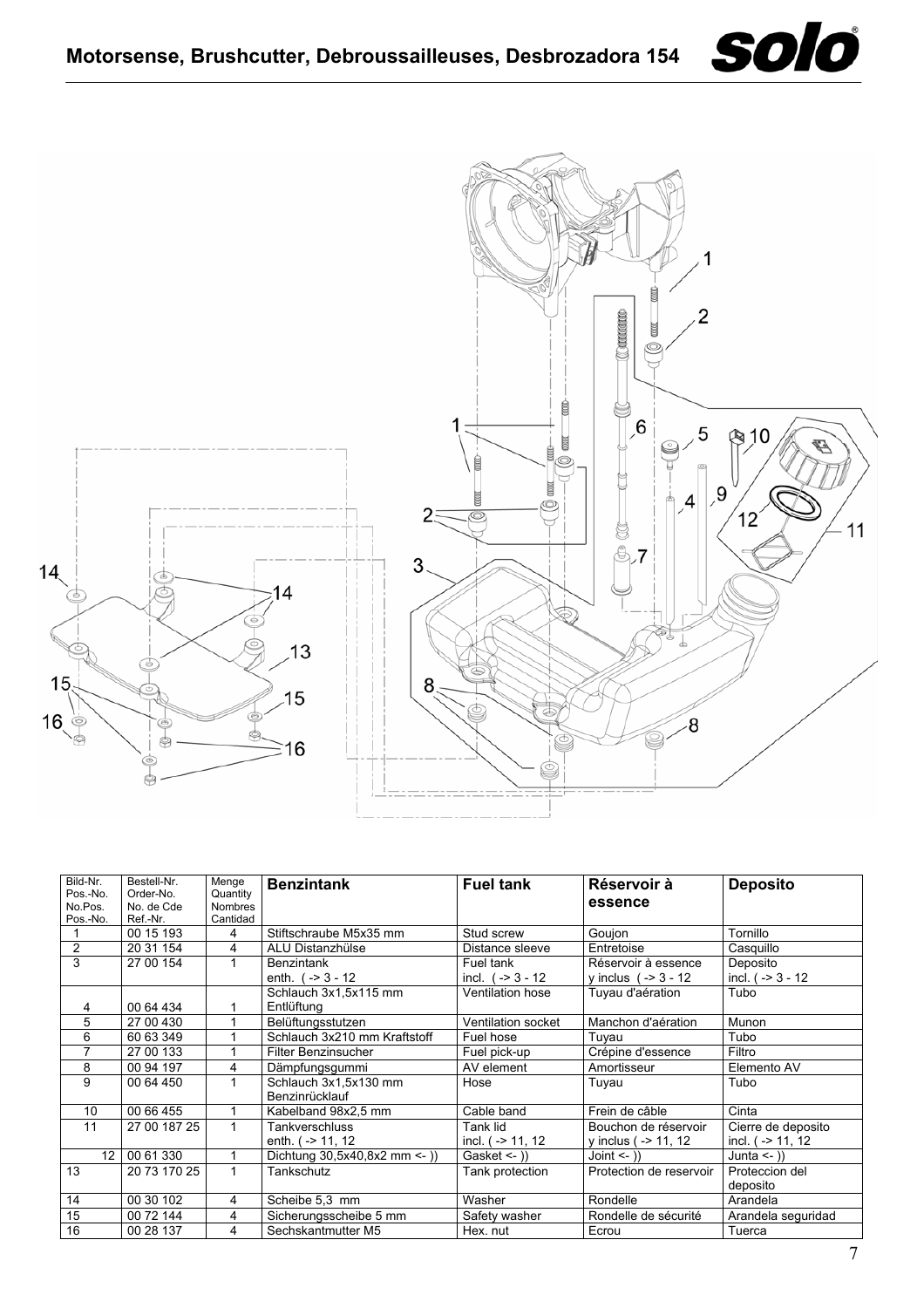# Motorsense, Brushcutter, Debroussailleuses, Desbrozadora 154

| Bild-Nr. Pos.-No. No.Pos. Pos.-No. | Bestell-Nr. Order-No. No. de Cde Ref.-Nr. | Menge Quantity Nombres Cantidad | Benzintank | Fuel tank | Réservoir à essence | Deposito |
|---|---|---|---|---|---|---|
| 1 | 00 15 193 | 4 | Stiftschraube M5x35 mm | Stud screw | Goujon | Tornillo |
| 2 | 20 31 154 | 4 | ALU Distanzhülse | Distance sleeve | Entretoise | Casquillo |
| 3 | 27 00 154 | 1 | Benzintank enth. ( -> 3 - 12 | Fuel tank incl. ( -> 3 - 12 | Réservoir à essence y inclus ( -> 3 - 12 | Deposito incl. ( -> 3 - 12 |
| 4 | 00 64 434 | 1 | Schlauch 3x1,5x115 mm Entlüftung | Ventilation hose | Tuyau d'aération | Tubo |
| 5 | 27 00 430 | 1 | Belüftungsstutzen | Ventilation socket | Manchon d'aération | Munon |
| 6 | 60 63 349 | 1 | Schlauch 3x210 mm Kraftstoff | Fuel hose | Tuyau | Tubo |
| 7 | 27 00 133 | 1 | Filter Benzinsucher | Fuel pick-up | Crépine d'essence | Filtro |
| 8 | 00 94 197 | 4 | Dämpfungsgummi | AV element | Amortisseur | Elemento AV |
| 9 | 00 64 450 | 1 | Schlauch 3x1,5x130 mm Benzinrücklauf | Hose | Tuyau | Tubo |
| 10 | 00 66 455 | 1 | Kabelband 98x2,5 mm | Cable band | Frein de câble | Cinta |
| 11 | 27 00 187 25 | 1 | Tankverschluss enth. ( -> 11, 12 | Tank lid incl. ( -> 11, 12 | Bouchon de réservoir y inclus ( -> 11, 12 | Cierre de deposito incl. ( -> 11, 12 |
| 12 | 00 61 330 | 1 | Dichtung 30,5x40,8x2 mm <- )) | Gasket <- )) | Joint <- )) | Junta <- )) |
| 13 | 20 73 170 25 | 1 | Tankschutz | Tank protection | Protection de reservoir | Proteccion del deposito |
| 14 | 00 30 102 | 4 | Scheibe 5,3 mm | Washer | Rondelle | Arandela |
| 15 | 00 72 144 | 4 | Sicherungsscheibe 5 mm | Safety washer | Rondelle de sécurité | Arandela seguridad |
| 16 | 00 28 137 | 4 | Sechskantmutter M5 | Hex. nut | Ecrou | Tuerca |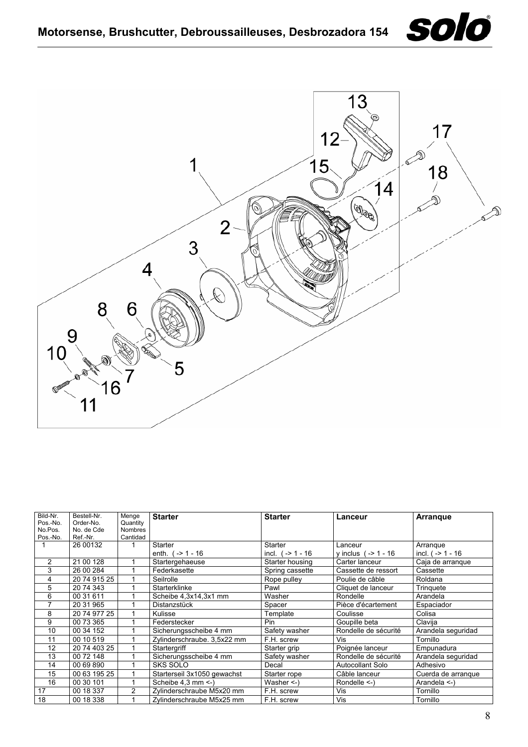| Bild-Nr. Pos.-No. No.Pos. Pos.-No. | Bestell-Nr. Order-No. No. de Cde Ref.-Nr. | Menge Quantity Nombres Cantidad | **Starter** | **Starter** | **Lanceur** | **Arranque** |
|---|---|---|---|---|---|---|
| 1 | 26 00132 | 1 | Starter<br>enth. ( -> 1 - 16 | Starter<br>incl. ( -> 1 - 16 | Lanceur<br>y inclus ( -> 1 - 16 | Arranque<br>incl. ( -> 1 - 16 |
| 2 | 21 00 128 | 1 | Startergehaeuse | Starter housing | Carter lanceur | Caja de arranque |
| 3 | 26 00 284 | 1 | Federkasette | Spring cassette | Cassette de ressort | Cassette |
| 4 | 20 74 915 25 | 1 | Seilrolle | Rope pulley | Poulie de câble | Roldana |
| 5 | 20 74 343 | 1 | Starterklinke | Pawl | Cliquet de lanceur | Trinquete |
| 6 | 00 31 611 | 1 | Scheibe 4,3x14,3x1 mm | Washer | Rondelle | Arandela |
| 7 | 20 31 965 | 1 | Distanzstück | Spacer | Pièce d'écartement | Espaciador |
| 8 | 20 74 977 25 | 1 | Kulisse | Template | Coulisse | Colisa |
| 9 | 00 73 365 | 1 | Federstecker | Pin | Goupille beta | Clavija |
| 10 | 00 34 152 | 1 | Sicherungsscheibe 4 mm | Safety washer | Rondelle de sécurité | Arandela seguridad |
| 11 | 00 10 519 | 1 | Zylinderschraube. 3,5x22 mm | F.H. screw | Vis | Tornillo |
| 12 | 20 74 403 25 | 1 | Startergriff | Starter grip | Poignée lanceur | Empunadura |
| 13 | 00 72 148 | 1 | Sicherungsscheibe 4 mm | Safety washer | Rondelle de sécurité | Arandela seguridad |
| 14 | 00 69 890 | 1 | SKS SOLO | Decal | Autocollant Solo | Adhesivo |
| 15 | 00 63 195 25 | 1 | Starterseil 3x1050 gewachst | Starter rope | Câble lanceur | Cuerda de arranque |
| 16 | 00 30 101 | 1 | Scheibe 4,3 mm <-) | Washer <-) | Rondelle <-) | Arandela <-) |
| 17 | 00 18 337 | 2 | Zylinderschraube M5x20 mm | F.H. screw | Vis | Tornillo |
| 18 | 00 18 338 | 1 | Zylinderschraube M5x25 mm | F.H. screw | Vis | Tornillo |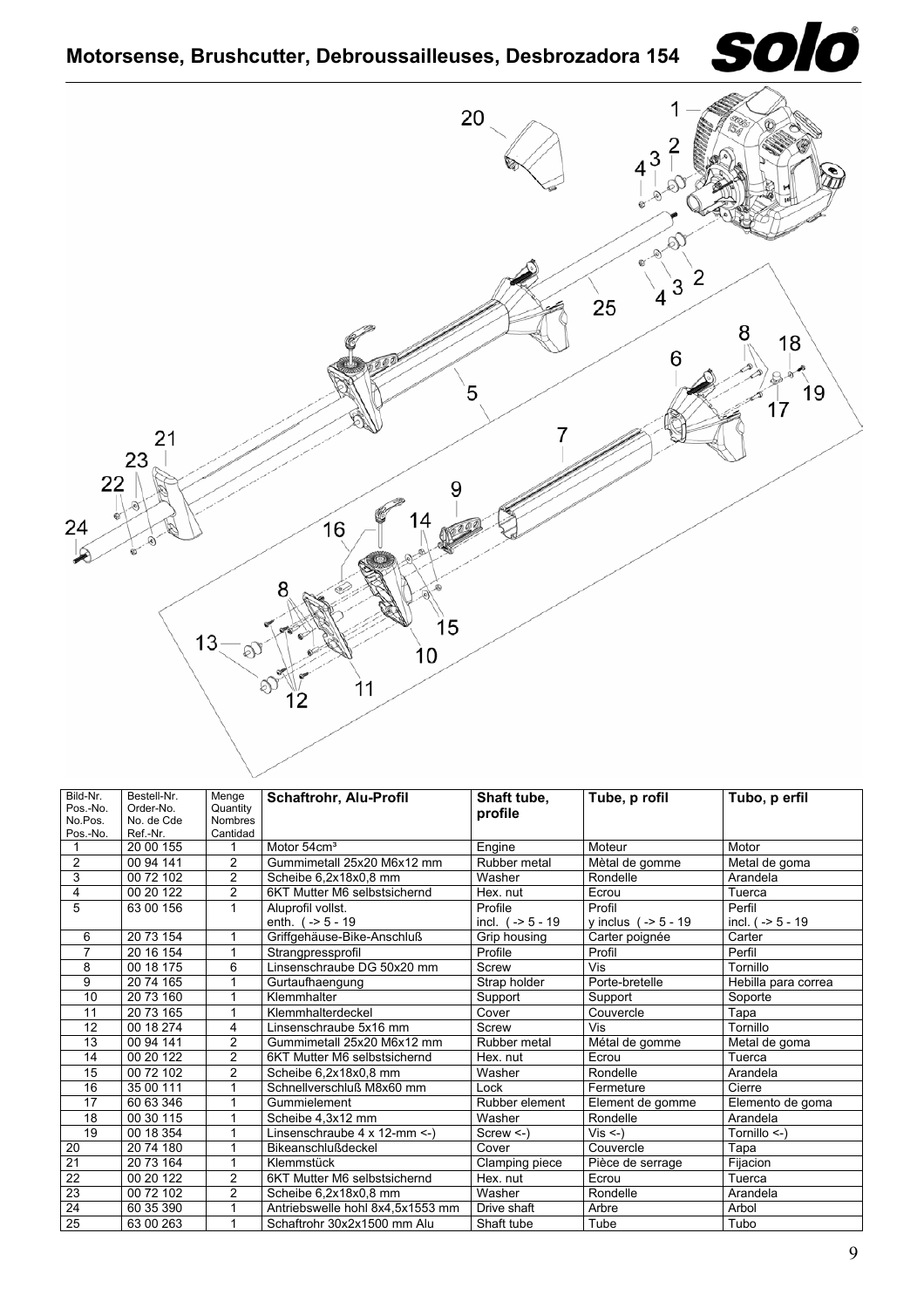# Motorsense, Brushcutter, Debroussailleuses, Desbrozadora 154

| Bild-Nr. Pos.-No. No.Pos. Pos.-No. | Bestell-Nr. Order-No. No. de Cde Ref.-Nr. | Menge Quantity Nombres Cantidad | Schaftrohr, Alu-Profil | Shaft tube, profile | Tube, p rofil | Tubo, p erfil |
|---|---|---|---|---|---|---|
| 1 | 20 00 155 | 1 | Motor 54cm³ | Engine | Moteur | Motor |
| 2 | 00 94 141 | 2 | Gummimetall 25x20 M6x12 mm | Rubber metal | Mètal de gomme | Metal de goma |
| 3 | 00 72 102 | 2 | Scheibe 6,2x18x0,8 mm | Washer | Rondelle | Arandela |
| 4 | 00 20 122 | 2 | 6KT Mutter M6 selbstsichernd | Hex. nut | Ecrou | Tuerca |
| 5 | 63 00 156 | 1 | Aluprofil vollst. enth. ( -> 5 - 19 | Profile incl. ( -> 5 - 19 | Profil y inclus ( -> 5 - 19 | Perfil incl. ( -> 5 - 19 |
| 6 | 20 73 154 | 1 | Griffgehäuse-Bike-Anschluß | Grip housing | Carter poignée | Carter |
| 7 | 20 16 154 | 1 | Strangpressprofil | Profile | Profil | Perfil |
| 8 | 00 18 175 | 6 | Linsenschraube DG 50x20 mm | Screw | Vis | Tornillo |
| 9 | 20 74 165 | 1 | Gurtaufhaengung | Strap holder | Porte-bretelle | Hebilla para correa |
| 10 | 20 73 160 | 1 | Klemmhalter | Support | Support | Soporte |
| 11 | 20 73 165 | 1 | Klemmhalterdeckel | Cover | Couvercle | Tapa |
| 12 | 00 18 274 | 4 | Linsenschraube 5x16 mm | Screw | Vis | Tornillo |
| 13 | 00 94 141 | 2 | Gummimetall 25x20 M6x12 mm | Rubber metal | Métal de gomme | Metal de goma |
| 14 | 00 20 122 | 2 | 6KT Mutter M6 selbstsichernd | Hex. nut | Ecrou | Tuerca |
| 15 | 00 72 102 | 2 | Scheibe 6,2x18x0,8 mm | Washer | Rondelle | Arandela |
| 16 | 35 00 111 | 1 | Schnellverschluß M8x60 mm | Lock | Fermeture | Cierre |
| 17 | 60 63 346 | 1 | Gummielement | Rubber element | Element de gomme | Elemento de goma |
| 18 | 00 30 115 | 1 | Scheibe 4,3x12 mm | Washer | Rondelle | Arandela |
| 19 | 00 18 354 | 1 | Linsenschraube 4 x 12-mm <-) | Screw <-) | Vis <-) | Tornillo <-) |
| 20 | 20 74 180 | 1 | Bikeanschlußdeckel | Cover | Couvercle | Tapa |
| 21 | 20 73 164 | 1 | Klemmstück | Clamping piece | Pièce de serrage | Fijacion |
| 22 | 00 20 122 | 2 | 6KT Mutter M6 selbstsichernd | Hex. nut | Ecrou | Tuerca |
| 23 | 00 72 102 | 2 | Scheibe 6,2x18x0,8 mm | Washer | Rondelle | Arandela |
| 24 | 60 35 390 | 1 | Antriebswelle hohl 8x4,5x1553 mm | Drive shaft | Arbre | Arbol |
| 25 | 63 00 263 | 1 | Schaftrohr 30x2x1500 mm Alu | Shaft tube | Tube | Tubo |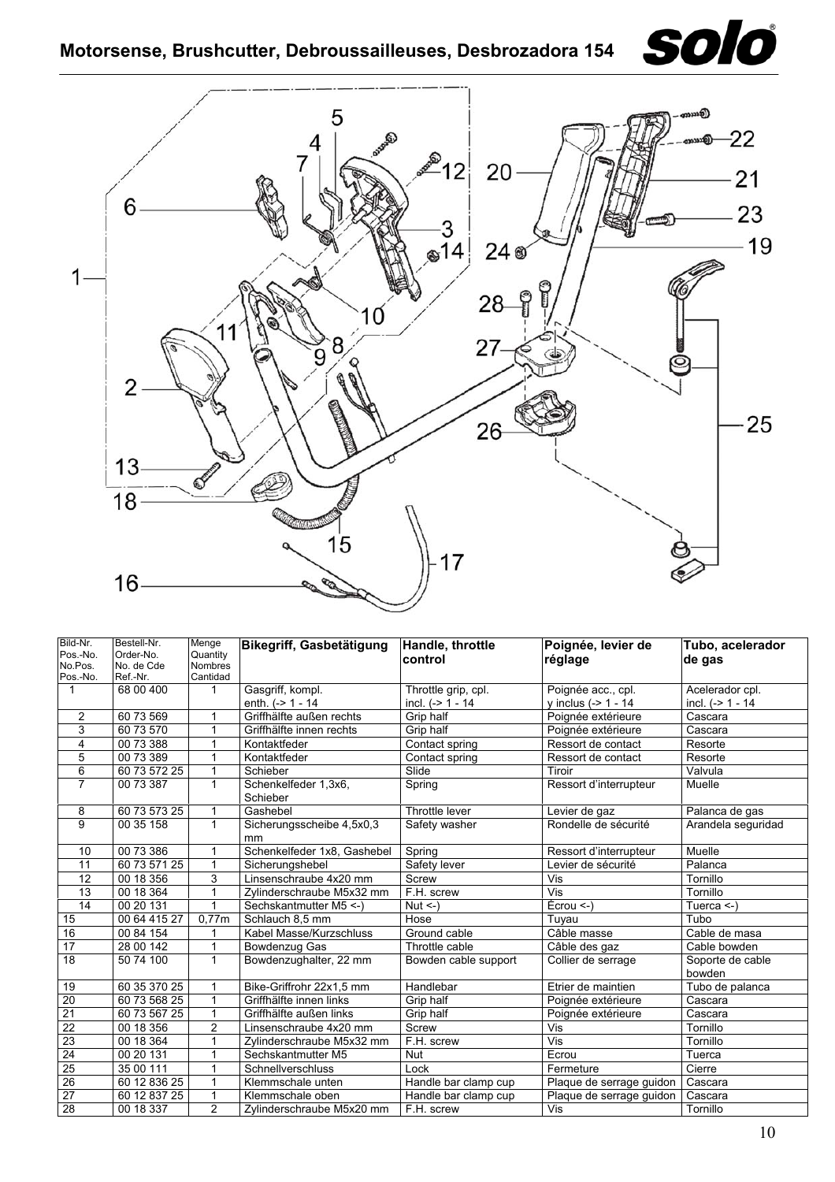# Motorsense, Brushcutter, Debroussailleuses, Desbrozadora 154

| Bild-Nr. Pos.-No. No.Pos. Pos.-No. | Bestell-Nr. Order-No. No. de Cde Ref.-Nr. | Menge Quantity Nombres Cantidad | Bikegriff, Gasbetätigung | Handle, throttle control | Poignée, levier de réglage | Tubo, acelerador de gas |
|---|---|---|---|---|---|---|
| 1 | 68 00 400 | 1 | Gasgriff, kompl. enth. (-> 1 - 14 | Throttle grip, cpl. incl. (-> 1 - 14 | Poignée acc., cpl. y inclus (-> 1 - 14 | Acelerador cpl. incl. (-> 1 - 14 |
| 2 | 60 73 569 | 1 | Griffhälfte außen rechts | Grip half | Poignée extérieure | Cascara |
| 3 | 60 73 570 | 1 | Griffhälfte innen rechts | Grip half | Poignée extérieure | Cascara |
| 4 | 00 73 388 | 1 | Kontaktfeder | Contact spring | Ressort de contact | Resorte |
| 5 | 00 73 389 | 1 | Kontaktfeder | Contact spring | Ressort de contact | Resorte |
| 6 | 60 73 572 25 | 1 | Schieber | Slide | Tiroir | Valvula |
| 7 | 00 73 387 | 1 | Schenkelfeder 1,3x6, Schieber | Spring | Ressort d'interrupteur | Muelle |
| 8 | 60 73 573 25 | 1 | Gashebel | Throttle lever | Levier de gaz | Palanca de gas |
| 9 | 00 35 158 | 1 | Sicherungsscheibe 4,5x0,3 mm | Safety washer | Rondelle de sécurité | Arandela seguridad |
| 10 | 00 73 386 | 1 | Schenkelfeder 1x8, Gashebel | Spring | Ressort d'interrupteur | Muelle |
| 11 | 60 73 571 25 | 1 | Sicherungshebel | Safety lever | Levier de sécurité | Palanca |
| 12 | 00 18 356 | 3 | Linsenschraube 4x20 mm | Screw | Vis | Tornillo |
| 13 | 00 18 364 | 1 | Zylinderschraube M5x32 mm | F.H. screw | Vis | Tornillo |
| 14 | 00 20 131 | 1 | Sechskantmutter M5 <-) | Nut <-) | Ecrou <-) | Tuerca <-) |
| 15 | 00 64 415 27 | 0,77m | Schlauch 8,5 mm | Hose | Tuyau | Tubo |
| 16 | 00 84 154 | 1 | Kabel Masse/Kurzschluss | Ground cable | Câble masse | Cable de masa |
| 17 | 28 00 142 | 1 | Bowdenzug Gas | Throttle cable | Câble des gaz | Cable bowden |
| 18 | 50 74 100 | 1 | Bowdenzughalter, 22 mm | Bowden cable support | Collier de serrage | Soporte de cable bowden |
| 19 | 60 35 370 25 | 1 | Bike-Griffrohr 22x1,5 mm | Handlebar | Etrier de maintien | Tubo de palanca |
| 20 | 60 73 568 25 | 1 | Griffhälfte innen links | Grip half | Poignée extérieure | Cascara |
| 21 | 60 73 567 25 | 1 | Griffhälfte außen links | Grip half | Poignée extérieure | Cascara |
| 22 | 00 18 356 | 2 | Linsenschraube 4x20 mm | Screw | Vis | Tornillo |
| 23 | 00 18 364 | 1 | Zylinderschraube M5x32 mm | F.H. screw | Vis | Tornillo |
| 24 | 00 20 131 | 1 | Sechskantmutter M5 | Nut | Ecrou | Tuerca |
| 25 | 35 00 111 | 1 | Schnellverschluss | Lock | Fermeture | Cierre |
| 26 | 60 12 836 25 | 1 | Klemmschale unten | Handle bar clamp cup | Plaque de serrage guidon | Cascara |
| 27 | 60 12 837 25 | 1 | Klemmschale oben | Handle bar clamp cup | Plaque de serrage guidon | Cascara |
| 28 | 00 18 337 | 2 | Zylinderschraube M5x20 mm | F.H. screw | Vis | Tornillo |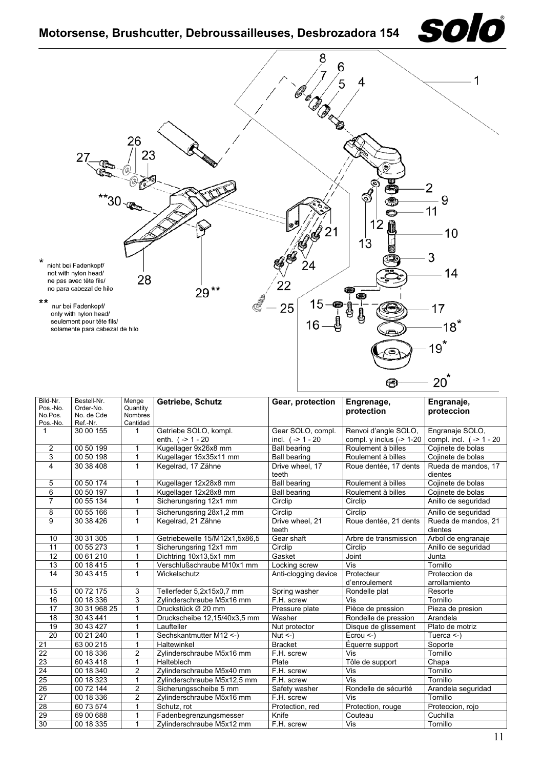# Motorsense, Brushcutter, Debroussailleuses, Desbrozadora 154

\* nicht bei Fadenkopf/
not with nylon head/
ne pas avec tête fils/
no para cabezal de hilo

\*\* nur bei Fadenkopf/
only with nylon head/
seulement pour tête fils/
solamente para cabezal de hilo

| Bild-Nr. Pos.-No. No.Pos. Pos.-No. | Bestell-Nr. Order-No. No. de Cde Ref.-Nr. | Menge Quantity Nombres Cantidad | Getriebe, Schutz | Gear, protection | Engrenage, protection | Engranaje, proteccion |
|---|---|---|---|---|---|---|
| 1 | 30 00 155 | 1 | Getriebe SOLO, kompl. enth. ( -> 1 - 20 | Gear SOLO, compl. incl. ( -> 1 - 20 | Renvoi d'angle SOLO, compl. y inclus (-> 1-20 | Engranaje SOLO, compl. incl. ( -> 1 - 20 |
| 2 | 00 50 199 | 1 | Kugellager 9x26x8 mm | Ball bearing | Roulement à billes | Cojinete de bolas |
| 3 | 00 50 198 | 1 | Kugellager 15x35x11 mm | Ball bearing | Roulement à billes | Cojinete de bolas |
| 4 | 30 38 408 | 1 | Kegelrad, 17 Zähne | Drive wheel, 17 teeth | Roue dentée, 17 dents | Rueda de mandos, 17 dientes |
| 5 | 00 50 174 | 1 | Kugellager 12x28x8 mm | Ball bearing | Roulement à billes | Cojinete de bolas |
| 6 | 00 50 197 | 1 | Kugellager 12x28x8 mm | Ball bearing | Roulement à billes | Cojinete de bolas |
| 7 | 00 55 134 | 1 | Sicherungsring 12x1 mm | Circlip | Circlip | Anillo de seguridad |
| 8 | 00 55 166 | 1 | Sicherungsring 28x1,2 mm | Circlip | Circlip | Anillo de seguridad |
| 9 | 30 38 426 | 1 | Kegelrad, 21 Zähne | Drive wheel, 21 teeth | Roue dentée, 21 dents | Rueda de mandos, 21 dientes |
| 10 | 30 31 305 | 1 | Getriebewelle 15/M12x1,5x86,5 | Gear shaft | Arbre de transmission | Arbol de engranaje |
| 11 | 00 55 273 | 1 | Sicherungsring 12x1 mm | Circlip | Circlip | Anillo de seguridad |
| 12 | 00 61 210 | 1 | Dichtring 10x13,5x1 mm | Gasket | Joint | Junta |
| 13 | 00 18 415 | 1 | Verschlußschraube M10x1 mm | Locking screw | Vis | Tornillo |
| 14 | 30 43 415 | 1 | Wickelschutz | Anti-clogging device | Protecteur d'enroulement | Proteccion de arrollamiento |
| 15 | 00 72 175 | 3 | Tellerfeder 5,2x15x0,7 mm | Spring washer | Rondelle plat | Resorte |
| 16 | 00 18 336 | 3 | Zylinderschraube M5x16 mm | F.H. screw | Vis | Tornillo |
| 17 | 30 31 968 25 | 1 | Druckstück Ø 20 mm | Pressure plate | Pièce de pression | Pieza de presion |
| 18 | 30 43 441 | 1 | Druckscheibe 12,15/40x3,5 mm | Washer | Rondelle de pression | Arandela |
| 19 | 30 43 427 | 1 | Laufteller | Nut protector | Disque de glissement | Plato de motriz |
| 20 | 00 21 240 | 1 | Sechskantmutter M12 <-) | Nut <-) | Écrou <-) | Tuerca <-) |
| 21 | 63 00 215 | 1 | Haltewinkel | Bracket | Équerre support | Soporte |
| 22 | 00 18 336 | 2 | Zylinderschraube M5x16 mm | F.H. screw | Vis | Tornillo |
| 23 | 60 43 418 | 1 | Halteblech | Plate | Tôle de support | Chapa |
| 24 | 00 18 340 | 2 | Zylinderschraube M5x40 mm | F.H. screw | Vis | Tornillo |
| 25 | 00 18 323 | 1 | Zylinderschraube M5x12,5 mm | F.H. screw | Vis | Tornillo |
| 26 | 00 72 144 | 2 | Sicherungsscheibe 5 mm | Safety washer | Rondelle de sécurité | Arandela seguridad |
| 27 | 00 18 336 | 2 | Zylinderschraube M5x16 mm | F.H. screw | Vis | Tornillo |
| 28 | 60 73 574 | 1 | Schutz, rot | Protection, red | Protection, rouge | Proteccion, rojo |
| 29 | 69 00 688 | 1 | Fadenbegrenzungsmesser | Knife | Couteau | Cuchilla |
| 30 | 00 18 335 | 1 | Zylinderschraube M5x12 mm | F.H. screw | Vis | Tornillo |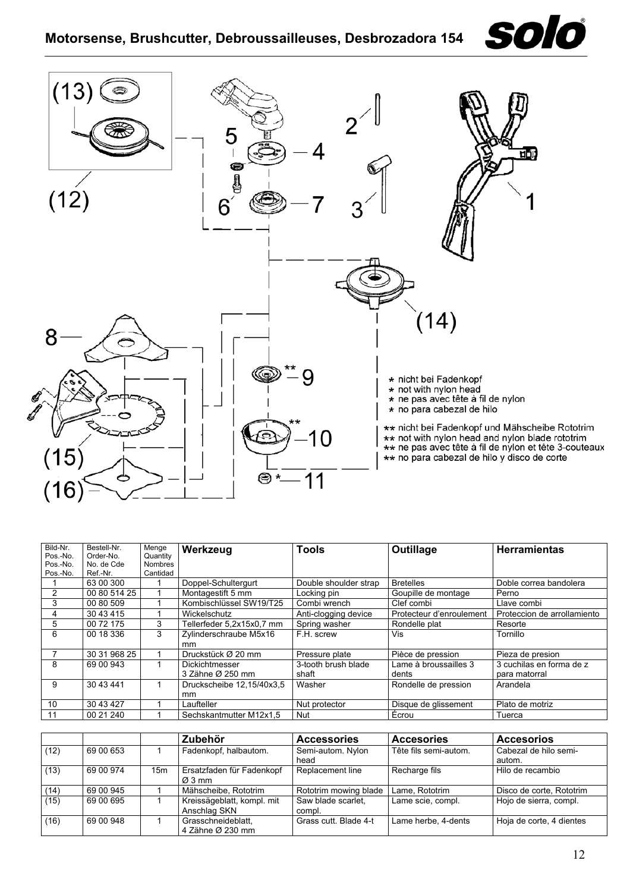# Motorsense, Brushcutter, Debroussailleuses, Desbrozadora 154

\* nicht bei Fadenkopf
\* not with nylon head
\* ne pas avec tête à fil de nylon
\* no para cabezal de hilo

** nicht bei Fadenkopf und Mähscheibe Rototrim
** not with nylon head and nylon blade rototrim
** ne pas avec tête à fil de nylon et tête 3-couteaux
** no para cabezal de hilo y disco de corte

| Bild-Nr. Pos.-No. Pos.-No. Pos.-No. | Bestell-Nr. Order-No. No. de Cde Ref.-Nr. | Menge Quantity Nombres Cantidad | Werkzeug | Tools | Outillage | Herramientas |
|---|---|---|---|---|---|---|
| 1 | 63 00 300 | 1 | Doppel-Schultergurt | Double shoulder strap | Bretelles | Doble correa bandolera |
| 2 | 00 80 514 25 | 1 | Montagestift 5 mm | Locking pin | Goupille de montage | Perno |
| 3 | 00 80 509 | 1 | Kombischlüssel SW19/T25 | Combi wrench | Clef combi | Llave combi |
| 4 | 30 43 415 | 1 | Wickelschutz | Anti-clogging device | Protecteur d'enroulement | Proteccion de arrollamiento |
| 5 | 00 72 175 | 3 | Tellerfeder 5,2x15x0,7 mm | Spring washer | Rondelle plat | Resorte |
| 6 | 00 18 336 | 3 | Zylinderschraube M5x16 mm | F.H. screw | Vis | Tornillo |
| 7 | 30 31 968 25 | 1 | Druckstück Ø 20 mm | Pressure plate | Pièce de pression | Pieza de presion |
| 8 | 69 00 943 | 1 | Dickichtmesser 3 Zähne Ø 250 mm | 3-tooth brush blade shaft | Lame à broussailles 3 dents | 3 cuchilas en forma de z para matorral |
| 9 | 30 43 441 | 1 | Druckscheibe 12,15/40x3,5 mm | Washer | Rondelle de pression | Arandela |
| 10 | 30 43 427 | 1 | Laufteller | Nut protector | Disque de glissement | Plato de motriz |
| 11 | 00 21 240 | 1 | Sechskantmutter M12x1,5 | Nut | Écrou | Tuerca |

| | | | Zubehör | Accessories | Accesories | Accesorios |
|---|---|---|---|---|---|---|
| (12) | 69 00 653 | 1 | Fadenkopf, halbautom. | Semi-autom. Nylon head | Tête fils semi-autom. | Cabezal de hilo semi-autom. |
| (13) | 69 00 974 | 15m | Ersatzfaden für Fadenkopf Ø 3 mm | Replacement line | Recharge fils | Hilo de recambio |
| (14) | 69 00 945 | 1 | Mähscheibe, Rototrim | Rototrim mowing blade | Lame, Rototrim | Disco de corte, Rototrim |
| (15) | 69 00 695 | 1 | Kreissägeblatt, kompl. mit Anschlag SKN | Saw blade scarlet, compl. | Lame scie, compl. | Hojo de sierra, compl. |
| (16) | 69 00 948 | 1 | Grasschneideblatt, 4 Zähne Ø 230 mm | Grass cutt. Blade 4-t | Lame herbe, 4-dents | Hoja de corte, 4 dientes |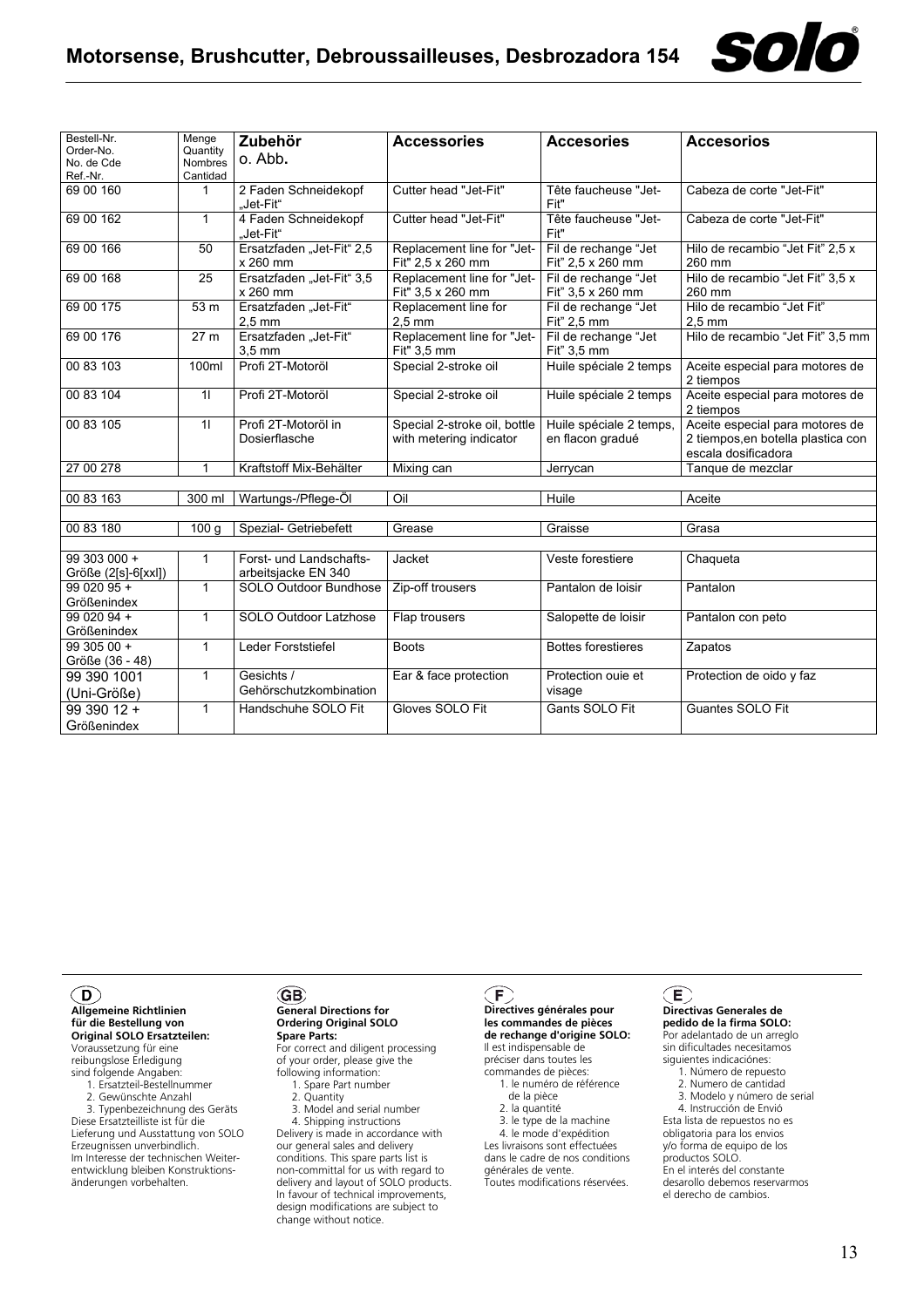| Bestell-Nr. Order-No. No. de Cde Ref.-Nr. | Menge Quantity Nombres Cantidad | **Zubehör** o. Abb. | **Accessories** | **Accesories** | **Accesorios** |
|---|---|---|---|---|---|
| 69 00 160 | 1 | 2 Faden Schneidekopf „Jet-Fit" | Cutter head "Jet-Fit" | Tête faucheuse "Jet-Fit" | Cabeza de corte "Jet-Fit" |
| 69 00 162 | 1 | 4 Faden Schneidekopf „Jet-Fit" | Cutter head "Jet-Fit" | Tête faucheuse "Jet-Fit" | Cabeza de corte "Jet-Fit" |
| 69 00 166 | 50 | Ersatzfaden „Jet-Fit" 2,5 x 260 mm | Replacement line for "Jet-Fit" 2,5 x 260 mm | Fil de rechange "Jet Fit" 2,5 x 260 mm | Hilo de recambio "Jet Fit" 2,5 x 260 mm |
| 69 00 168 | 25 | Ersatzfaden „Jet-Fit" 3,5 x 260 mm | Replacement line for "Jet-Fit" 3,5 x 260 mm | Fil de rechange "Jet Fit" 3,5 x 260 mm | Hilo de recambio "Jet Fit" 3,5 x 260 mm |
| 69 00 175 | 53 m | Ersatzfaden „Jet-Fit" 2,5 mm | Replacement line for 2,5 mm | Fil de rechange "Jet Fit" 2,5 mm | Hilo de recambio "Jet Fit" 2,5 mm |
| 69 00 176 | 27 m | Ersatzfaden „Jet-Fit" 3,5 mm | Replacement line for "Jet-Fit" 3,5 mm | Fil de rechange "Jet Fit" 3,5 mm | Hilo de recambio "Jet Fit" 3,5 mm |
| 00 83 103 | 100ml | Profi 2T-Motoröl | Special 2-stroke oil | Huile spéciale 2 temps | Aceite especial para motores de 2 tiempos |
| 00 83 104 | 1l | Profi 2T-Motoröl | Special 2-stroke oil | Huile spéciale 2 temps | Aceite especial para motores de 2 tiempos |
| 00 83 105 | 1l | Profi 2T-Motoröl in Dosierflasche | Special 2-stroke oil, bottle with metering indicator | Huile spéciale 2 temps, en flacon gradué | Aceite especial para motores de 2 tiempos,en botella plastica con escala dosificadora |
| 27 00 278 | 1 | Kraftstoff Mix-Behälter | Mixing can | Jerrycan | Tanque de mezclar |
| | | | | | |
| 00 83 163 | 300 ml | Wartungs-/Pflege-Öl | Oil | Huile | Aceite |
| | | | | | |
| 00 83 180 | 100 g | Spezial- Getriebefett | Grease | Graisse | Grasa |
| | | | | | |
| 99 303 000 + Größe (2[s]-6[xxl]) | 1 | Forst- und Landschafts-arbeitsjacke EN 340 | Jacket | Veste forestiere | Chaqueta |
| 99 020 95 + Größenindex | 1 | SOLO Outdoor Bundhose | Zip-off trousers | Pantalon de loisir | Pantalon |
| 99 020 94 + Größenindex | 1 | SOLO Outdoor Latzhose | Flap trousers | Salopette de loisir | Pantalon con peto |
| 99 305 00 + Größe (36 - 48) | 1 | Leder Forststiefel | Boots | Bottes forestieres | Zapatos |
| 99 390 1001 (Uni-Größe) | 1 | Gesichts / Gehörschutzkombination | Ear & face protection | Protection ouie et visage | Protection de oido y faz |
| 99 390 12 + Größenindex | 1 | Handschuhe SOLO Fit | Gloves SOLO Fit | Gants SOLO Fit | Guantes SOLO Fit |

**(D)**

**Allgemeine Richtlinien für die Bestellung von Original SOLO Ersatzteilen:**
Voraussetzung für eine reibungslose Erledigung sind folgende Angaben:
1. Ersatzteil-Bestellnummer
2. Gewünschte Anzahl
3. Typenbezeichnung des Geräts

Diese Ersatzteilliste ist für die Lieferung und Ausstattung von SOLO Erzeugnissen unverbindlich. Im Interesse der technischen Weiterentwicklung bleiben Konstruktionsänderungen vorbehalten.

**(GB)**

**General Directions for Ordering Original SOLO Spare Parts:**
For correct and diligent processing of your order, please give the following information:
1. Spare Part number
2. Quantity
3. Model and serial number
4. Shipping instructions

Delivery is made in accordance with our general sales and delivery conditions. This spare parts list is non-committal for us with regard to delivery and layout of SOLO products. In favour of technical improvements, design modifications are subject to change without notice.

**(F)**

**Directives générales pour les commandes de pièces de rechange d'origine SOLO:**
Il est indispensable de préciser dans toutes les commandes de pièces:
1. le numéro de référence de la pièce
2. la quantité
3. le type de la machine
4. le mode d'expédition

Les livraisons sont effectuées dans le cadre de nos conditions générales de vente. Toutes modifications réservées.

**(E)**

**Directivas Generales de pedido de la firma SOLO:**
Por adelantado de un arreglo sin dificultades necesitamos siguientes indicaciónes:
1. Número de repuesto
2. Numero de cantidad
3. Modelo y número de serial
4. Instrucción de Envió

Esta lista de repuestos no es obligatoria para los envios y/o forma de equipo de los productos SOLO. En el interés del constante desarollo debemos reservarmos el derecho de cambios.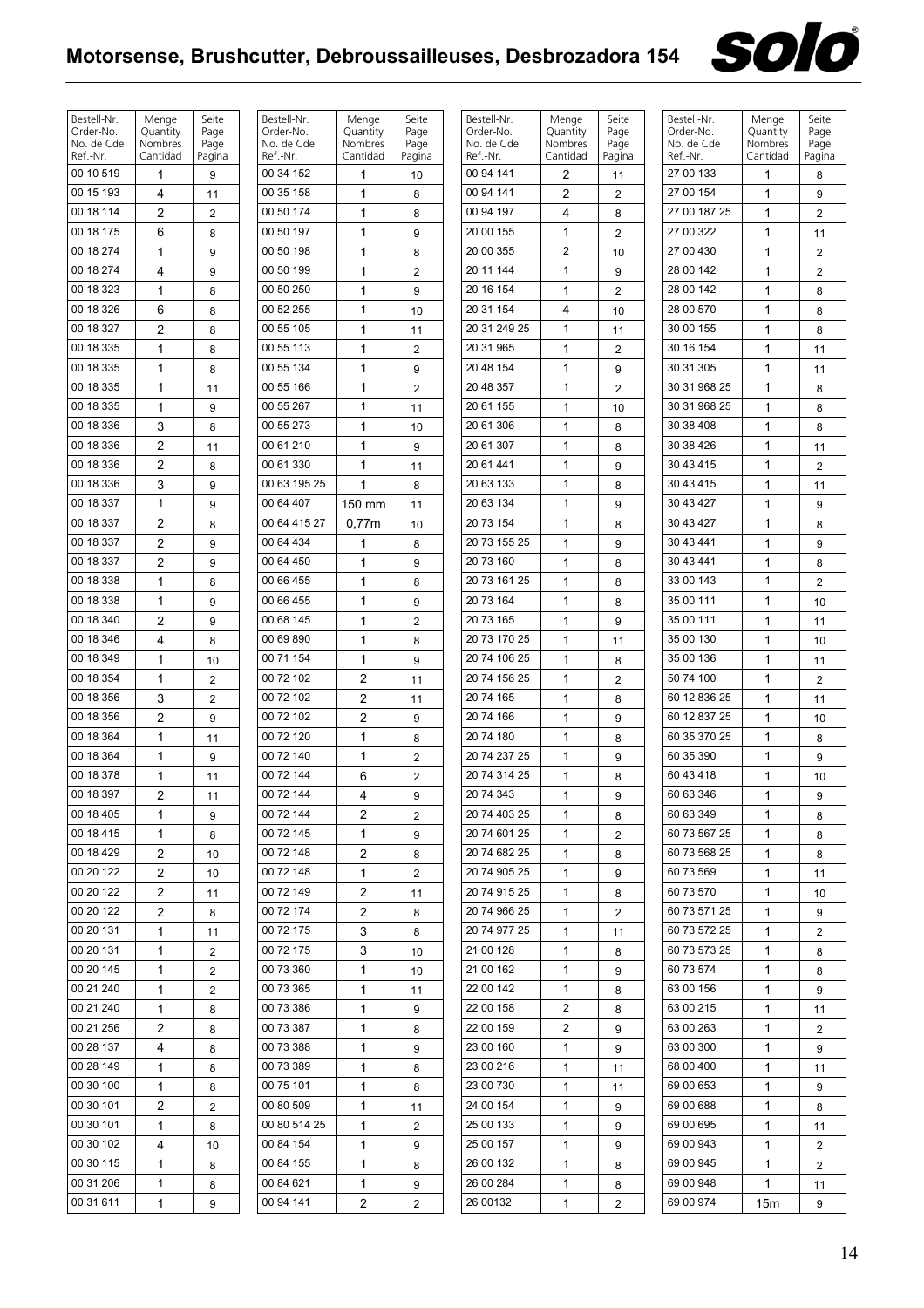# Motorsense, Brushcutter, Debroussailleuses, Desbrozadora 154

| Bestell-Nr. Order-No. No. de Cde Ref.-Nr. | Menge Quantity Nombres Cantidad | Seite Page Page Pagina |
|---|---|---|
| 00 10 519 | 1 | 9 |
| 00 15 193 | 4 | 11 |
| 00 18 114 | 2 | 2 |
| 00 18 175 | 6 | 8 |
| 00 18 274 | 1 | 9 |
| 00 18 274 | 4 | 9 |
| 00 18 323 | 1 | 8 |
| 00 18 326 | 6 | 8 |
| 00 18 327 | 2 | 8 |
| 00 18 335 | 1 | 8 |
| 00 18 335 | 1 | 8 |
| 00 18 335 | 1 | 11 |
| 00 18 335 | 1 | 9 |
| 00 18 336 | 3 | 8 |
| 00 18 336 | 2 | 11 |
| 00 18 336 | 2 | 8 |
| 00 18 336 | 3 | 9 |
| 00 18 337 | 1 | 9 |
| 00 18 337 | 2 | 8 |
| 00 18 337 | 2 | 9 |
| 00 18 337 | 2 | 9 |
| 00 18 338 | 1 | 8 |
| 00 18 338 | 1 | 9 |
| 00 18 340 | 2 | 9 |
| 00 18 346 | 4 | 8 |
| 00 18 349 | 1 | 10 |
| 00 18 354 | 1 | 2 |
| 00 18 356 | 3 | 2 |
| 00 18 356 | 2 | 9 |
| 00 18 364 | 1 | 11 |
| 00 18 364 | 1 | 9 |
| 00 18 378 | 1 | 11 |
| 00 18 397 | 2 | 11 |
| 00 18 405 | 1 | 9 |
| 00 18 415 | 1 | 8 |
| 00 18 429 | 2 | 10 |
| 00 20 122 | 2 | 10 |
| 00 20 122 | 2 | 11 |
| 00 20 122 | 2 | 8 |
| 00 20 131 | 1 | 11 |
| 00 20 131 | 1 | 2 |
| 00 20 145 | 1 | 2 |
| 00 21 240 | 1 | 2 |
| 00 21 240 | 1 | 8 |
| 00 21 256 | 2 | 8 |
| 00 28 137 | 4 | 8 |
| 00 28 149 | 1 | 8 |
| 00 30 100 | 1 | 8 |
| 00 30 101 | 2 | 2 |
| 00 30 101 | 1 | 8 |
| 00 30 102 | 4 | 10 |
| 00 30 115 | 1 | 8 |
| 00 31 206 | 1 | 8 |
| 00 31 611 | 1 | 9 |
| 00 34 152 | 1 | 10 |
| 00 35 158 | 1 | 8 |
| 00 50 174 | 1 | 8 |
| 00 50 197 | 1 | 9 |
| 00 50 198 | 1 | 8 |
| 00 50 199 | 1 | 2 |
| 00 50 250 | 1 | 9 |
| 00 52 255 | 1 | 10 |
| 00 55 105 | 1 | 11 |
| 00 55 113 | 1 | 2 |
| 00 55 134 | 1 | 9 |
| 00 55 166 | 1 | 2 |
| 00 55 267 | 1 | 11 |
| 00 55 273 | 1 | 10 |
| 00 61 210 | 1 | 9 |
| 00 61 330 | 1 | 11 |
| 00 63 195 25 | 1 | 8 |
| 00 64 407 | 150 mm | 11 |
| 00 64 415 27 | 0,77m | 10 |
| 00 64 434 | 1 | 8 |
| 00 64 450 | 1 | 9 |
| 00 66 455 | 1 | 8 |
| 00 66 455 | 1 | 9 |
| 00 68 145 | 1 | 2 |
| 00 69 890 | 1 | 8 |
| 00 71 154 | 1 | 9 |
| 00 72 102 | 2 | 11 |
| 00 72 102 | 2 | 11 |
| 00 72 102 | 2 | 9 |
| 00 72 120 | 1 | 8 |
| 00 72 140 | 1 | 2 |
| 00 72 144 | 6 | 2 |
| 00 72 144 | 4 | 9 |
| 00 72 144 | 2 | 2 |
| 00 72 145 | 1 | 9 |
| 00 72 148 | 2 | 8 |
| 00 72 148 | 1 | 2 |
| 00 72 149 | 2 | 11 |
| 00 72 174 | 2 | 8 |
| 00 72 175 | 3 | 8 |
| 00 72 175 | 3 | 10 |
| 00 73 360 | 1 | 10 |
| 00 73 365 | 1 | 11 |
| 00 73 386 | 1 | 9 |
| 00 73 387 | 1 | 8 |
| 00 73 388 | 1 | 9 |
| 00 73 389 | 1 | 8 |
| 00 75 101 | 1 | 8 |
| 00 80 509 | 1 | 11 |
| 00 80 514 25 | 1 | 2 |
| 00 84 154 | 1 | 9 |
| 00 84 155 | 1 | 8 |
| 00 84 621 | 1 | 9 |
| 00 94 141 | 2 | 2 |
| 00 94 141 | 2 | 11 |
| 00 94 141 | 2 | 2 |
| 00 94 197 | 4 | 8 |
| 20 00 155 | 1 | 2 |
| 20 00 355 | 2 | 10 |
| 20 11 144 | 1 | 9 |
| 20 16 154 | 1 | 2 |
| 20 31 154 | 4 | 10 |
| 20 31 249 25 | 1 | 11 |
| 20 31 965 | 1 | 2 |
| 20 48 154 | 1 | 9 |
| 20 48 357 | 1 | 2 |
| 20 61 155 | 1 | 10 |
| 20 61 306 | 1 | 8 |
| 20 61 307 | 1 | 8 |
| 20 61 441 | 1 | 9 |
| 20 63 133 | 1 | 8 |
| 20 63 134 | 1 | 9 |
| 20 73 154 | 1 | 8 |
| 20 73 155 25 | 1 | 9 |
| 20 73 160 | 1 | 8 |
| 20 73 161 25 | 1 | 8 |
| 20 73 164 | 1 | 8 |
| 20 73 165 | 1 | 9 |
| 20 73 170 25 | 1 | 11 |
| 20 74 106 25 | 1 | 8 |
| 20 74 156 25 | 1 | 2 |
| 20 74 165 | 1 | 8 |
| 20 74 166 | 1 | 9 |
| 20 74 180 | 1 | 8 |
| 20 74 237 25 | 1 | 9 |
| 20 74 314 25 | 1 | 8 |
| 20 74 343 | 1 | 9 |
| 20 74 403 25 | 1 | 8 |
| 20 74 601 25 | 1 | 2 |
| 20 74 682 25 | 1 | 8 |
| 20 74 905 25 | 1 | 9 |
| 20 74 915 25 | 1 | 8 |
| 20 74 966 25 | 1 | 2 |
| 20 74 977 25 | 1 | 11 |
| 21 00 128 | 1 | 8 |
| 21 00 162 | 1 | 9 |
| 22 00 142 | 1 | 8 |
| 22 00 158 | 2 | 8 |
| 22 00 159 | 2 | 9 |
| 23 00 160 | 1 | 9 |
| 23 00 216 | 1 | 11 |
| 23 00 730 | 1 | 11 |
| 24 00 154 | 1 | 9 |
| 25 00 133 | 1 | 9 |
| 25 00 157 | 1 | 9 |
| 26 00 132 | 1 | 8 |
| 26 00 284 | 1 | 8 |
| 26 00132 | 1 | 2 |
| 27 00 133 | 1 | 8 |
| 27 00 154 | 1 | 9 |
| 27 00 187 25 | 1 | 2 |
| 27 00 322 | 1 | 11 |
| 27 00 430 | 1 | 2 |
| 28 00 142 | 1 | 2 |
| 28 00 142 | 1 | 8 |
| 28 00 570 | 1 | 8 |
| 30 00 155 | 1 | 8 |
| 30 16 154 | 1 | 11 |
| 30 31 305 | 1 | 11 |
| 30 31 968 25 | 1 | 8 |
| 30 31 968 25 | 1 | 8 |
| 30 38 408 | 1 | 8 |
| 30 38 426 | 1 | 11 |
| 30 43 415 | 1 | 2 |
| 30 43 415 | 1 | 11 |
| 30 43 427 | 1 | 9 |
| 30 43 427 | 1 | 8 |
| 30 43 441 | 1 | 9 |
| 30 43 441 | 1 | 8 |
| 33 00 143 | 1 | 2 |
| 35 00 111 | 1 | 10 |
| 35 00 111 | 1 | 11 |
| 35 00 130 | 1 | 10 |
| 35 00 136 | 1 | 11 |
| 50 74 100 | 1 | 2 |
| 60 12 836 25 | 1 | 11 |
| 60 12 837 25 | 1 | 10 |
| 60 35 370 25 | 1 | 8 |
| 60 35 390 | 1 | 9 |
| 60 43 418 | 1 | 10 |
| 60 63 346 | 1 | 9 |
| 60 63 349 | 1 | 8 |
| 60 73 567 25 | 1 | 8 |
| 60 73 568 25 | 1 | 8 |
| 60 73 569 | 1 | 11 |
| 60 73 570 | 1 | 10 |
| 60 73 571 25 | 1 | 9 |
| 60 73 572 25 | 1 | 2 |
| 60 73 573 25 | 1 | 8 |
| 60 73 574 | 1 | 8 |
| 63 00 156 | 1 | 9 |
| 63 00 215 | 1 | 11 |
| 63 00 263 | 1 | 2 |
| 63 00 300 | 1 | 9 |
| 68 00 400 | 1 | 11 |
| 69 00 653 | 1 | 9 |
| 69 00 688 | 1 | 8 |
| 69 00 695 | 1 | 11 |
| 69 00 943 | 1 | 2 |
| 69 00 945 | 1 | 2 |
| 69 00 948 | 1 | 11 |
| 69 00 974 | 15m | 9 |